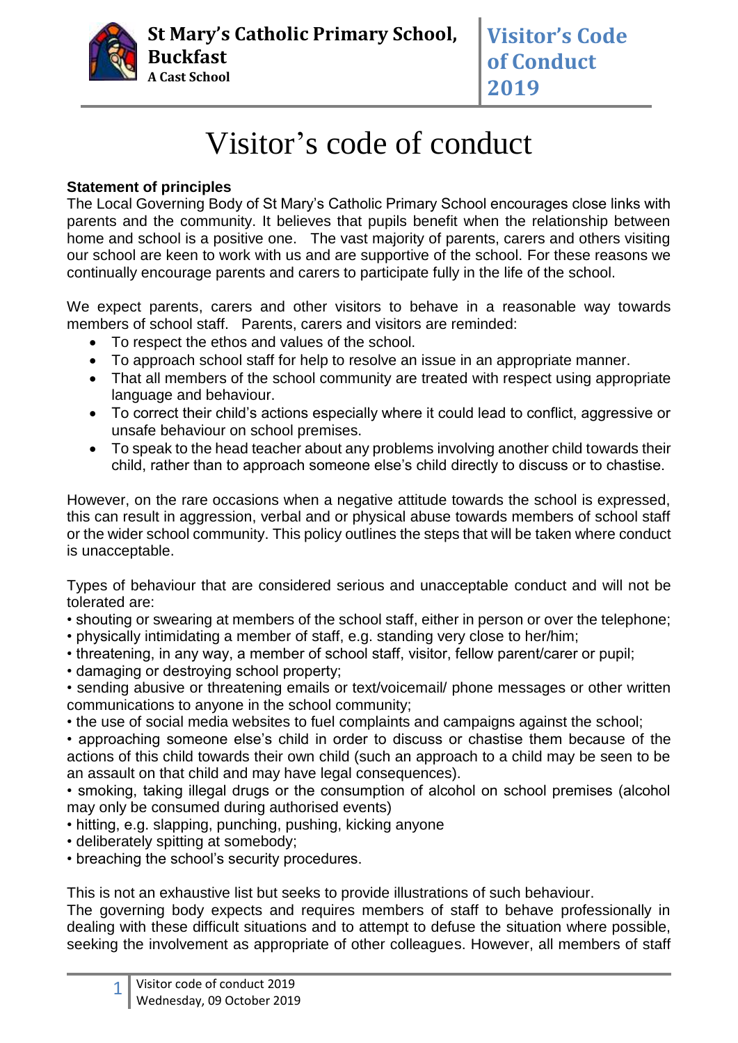# Visitor's code of conduct

**Statement of principles**

The Local Governing Body of St Mary's Catholic Primary School encourages close links with parents and the community. It believes that pupils benefit when the relationship between home and school is a positive one. The vast majority of parents, carers and others visiting our school are keen to work with us and are supportive of the school. For these reasons we continually encourage parents and carers to participate fully in the life of the school.

We expect parents, carers and other visitors to behave in a reasonable way towards members of school staff. Parents, carers and visitors are reminded:

- To respect the ethos and values of the school.
- To approach school staff for help to resolve an issue in an appropriate manner.
- That all members of the school community are treated with respect using appropriate language and behaviour.
- To correct their child's actions especially where it could lead to conflict, aggressive or unsafe behaviour on school premises.
- To speak to the head teacher about any problems involving another child towards their child, rather than to approach someone else's child directly to discuss or to chastise.

However, on the rare occasions when a negative attitude towards the school is expressed, this can result in aggression, verbal and or physical abuse towards members of school staff or the wider school community. This policy outlines the steps that will be taken where conduct is unacceptable.

Types of behaviour that are considered serious and unacceptable conduct and will not be tolerated are:

- shouting or swearing at members of the school staff, either in person or over the telephone;
- physically intimidating a member of staff, e.g. standing very close to her/him;
- threatening, in any way, a member of school staff, visitor, fellow parent/carer or pupil;
- damaging or destroying school property;
- sending abusive or threatening emails or text/voicemail/ phone messages or other written communications to anyone in the school community;
- the use of social media websites to fuel complaints and campaigns against the school;
- approaching someone else's child in order to discuss or chastise them because of the actions of this child towards their own child (such an approach to a child may be seen to be an assault on that child and may have legal consequences).
- smoking, taking illegal drugs or the consumption of alcohol on school premises (alcohol may only be consumed during authorised events)
- hitting, e.g. slapping, punching, pushing, kicking anyone
- deliberately spitting at somebody;
- breaching the school's security procedures.

This is not an exhaustive list but seeks to provide illustrations of such behaviour.

The governing body expects and requires members of staff to behave professionally in dealing with these difficult situations and to attempt to defuse the situation where possible, seeking the involvement as appropriate of other colleagues. However, all members of staff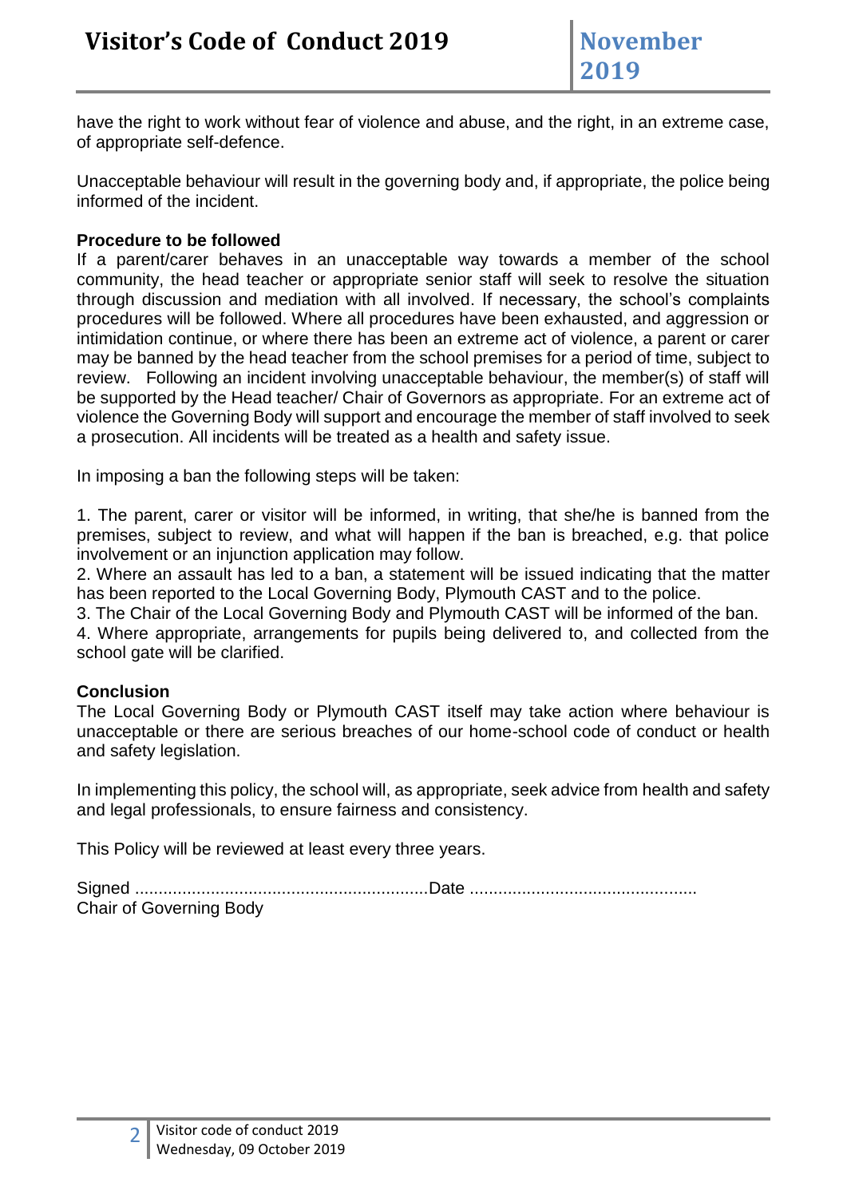have the right to work without fear of violence and abuse, and the right, in an extreme case, of appropriate self-defence.

Unacceptable behaviour will result in the governing body and, if appropriate, the police being informed of the incident.

**Procedure to be followed**

If a parent/carer behaves in an unacceptable way towards a member of the school community, the head teacher or appropriate senior staff will seek to resolve the situation through discussion and mediation with all involved. If necessary, the school's complaints procedures will be followed. Where all procedures have been exhausted, and aggression or intimidation continue, or where there has been an extreme act of violence, a parent or carer may be banned by the head teacher from the school premises for a period of time, subject to review. Following an incident involving unacceptable behaviour, the member(s) of staff will be supported by the Head teacher/ Chair of Governors as appropriate. For an extreme act of violence the Governing Body will support and encourage the member of staff involved to seek a prosecution. All incidents will be treated as a health and safety issue.

In imposing a ban the following steps will be taken:

1. The parent, carer or visitor will be informed, in writing, that she/he is banned from the premises, subject to review, and what will happen if the ban is breached, e.g. that police involvement or an injunction application may follow.
2. Where an assault has led to a ban, a statement will be issued indicating that the matter has been reported to the Local Governing Body, Plymouth CAST and to the police.
3. The Chair of the Local Governing Body and Plymouth CAST will be informed of the ban.
4. Where appropriate, arrangements for pupils being delivered to, and collected from the school gate will be clarified.

**Conclusion**

The Local Governing Body or Plymouth CAST itself may take action where behaviour is unacceptable or there are serious breaches of our home-school code of conduct or health and safety legislation.

In implementing this policy, the school will, as appropriate, seek advice from health and safety and legal professionals, to ensure fairness and consistency.

This Policy will be reviewed at least every three years.

Signed .............................................................Date ...............................................
Chair of Governing Body